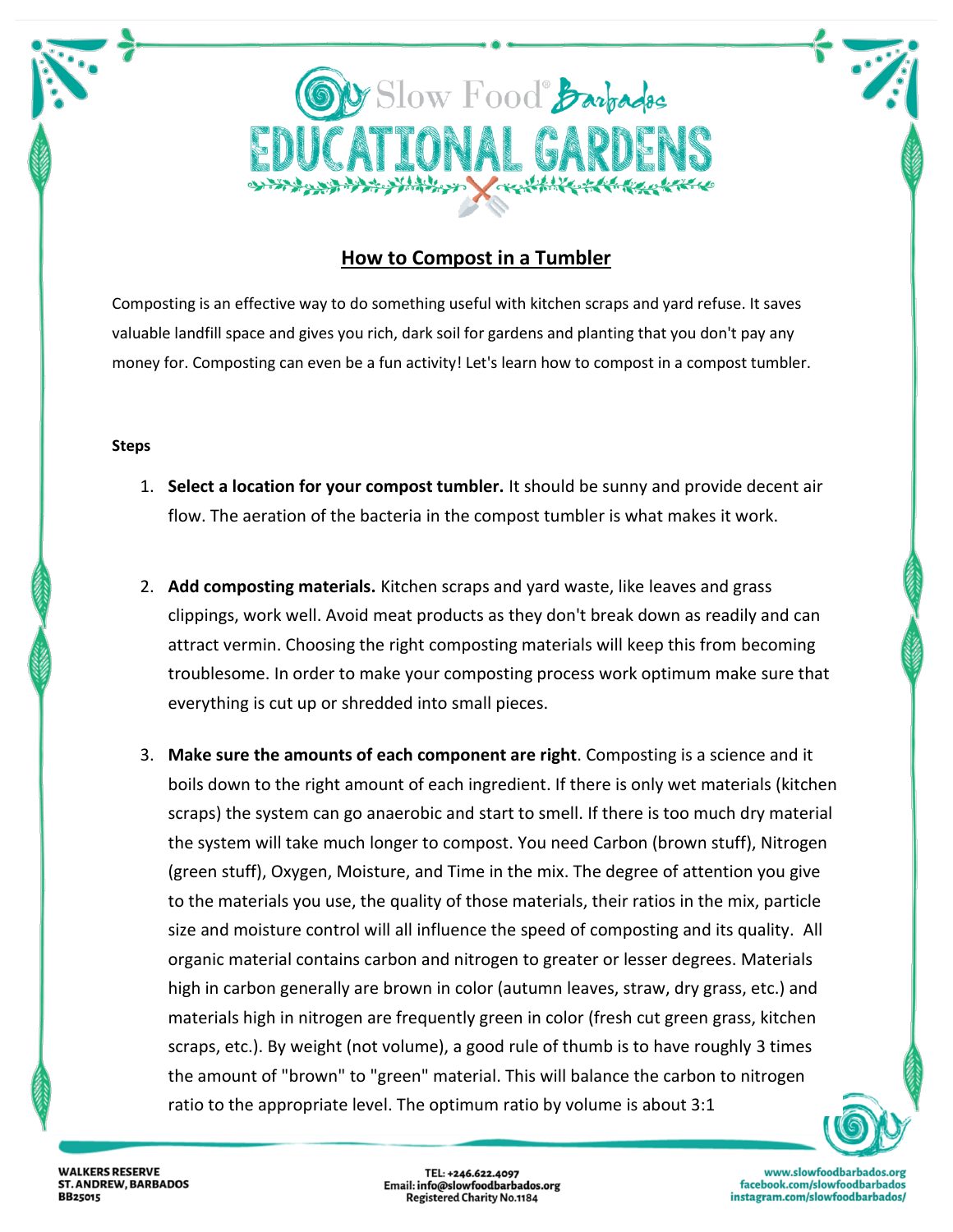# Slow Food Barbados EDUCATIONAL GARDENS

## How to Compost in a Tumbler

Composting is an effective way to do something useful with kitchen scraps and yard refuse. It saves valuable landfill space and gives you rich, dark soil for gardens and planting that you don't pay any money for. Composting can even be a fun activity! Let's learn how to compost in a compost tumbler.

**Steps**

1. **Select a location for your compost tumbler.** It should be sunny and provide decent air flow. The aeration of the bacteria in the compost tumbler is what makes it work.

2. **Add composting materials.** Kitchen scraps and yard waste, like leaves and grass clippings, work well. Avoid meat products as they don't break down as readily and can attract vermin. Choosing the right composting materials will keep this from becoming troublesome. In order to make your composting process work optimum make sure that everything is cut up or shredded into small pieces.

3. **Make sure the amounts of each component are right**. Composting is a science and it boils down to the right amount of each ingredient. If there is only wet materials (kitchen scraps) the system can go anaerobic and start to smell. If there is too much dry material the system will take much longer to compost. You need Carbon (brown stuff), Nitrogen (green stuff), Oxygen, Moisture, and Time in the mix. The degree of attention you give to the materials you use, the quality of those materials, their ratios in the mix, particle size and moisture control will all influence the speed of composting and its quality. All organic material contains carbon and nitrogen to greater or lesser degrees. Materials high in carbon generally are brown in color (autumn leaves, straw, dry grass, etc.) and materials high in nitrogen are frequently green in color (fresh cut green grass, kitchen scraps, etc.). By weight (not volume), a good rule of thumb is to have roughly 3 times the amount of "brown" to "green" material. This will balance the carbon to nitrogen ratio to the appropriate level. The optimum ratio by volume is about 3:1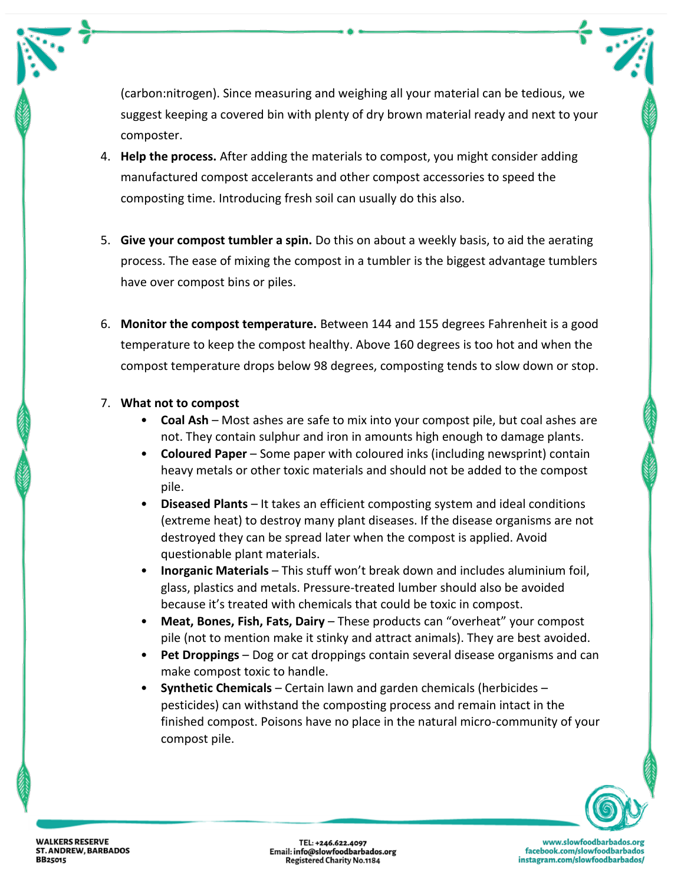(carbon:nitrogen). Since measuring and weighing all your material can be tedious, we suggest keeping a covered bin with plenty of dry brown material ready and next to your composter.

4. **Help the process.** After adding the materials to compost, you might consider adding manufactured compost accelerants and other compost accessories to speed the composting time. Introducing fresh soil can usually do this also.

5. **Give your compost tumbler a spin.** Do this on about a weekly basis, to aid the aerating process. The ease of mixing the compost in a tumbler is the biggest advantage tumblers have over compost bins or piles.

6. **Monitor the compost temperature.** Between 144 and 155 degrees Fahrenheit is a good temperature to keep the compost healthy. Above 160 degrees is too hot and when the compost temperature drops below 98 degrees, composting tends to slow down or stop.

7. **What not to compost**
   - **Coal Ash** – Most ashes are safe to mix into your compost pile, but coal ashes are not. They contain sulphur and iron in amounts high enough to damage plants.
   - **Coloured Paper** – Some paper with coloured inks (including newsprint) contain heavy metals or other toxic materials and should not be added to the compost pile.
   - **Diseased Plants** – It takes an efficient composting system and ideal conditions (extreme heat) to destroy many plant diseases. If the disease organisms are not destroyed they can be spread later when the compost is applied. Avoid questionable plant materials.
   - **Inorganic Materials** – This stuff won't break down and includes aluminium foil, glass, plastics and metals. Pressure-treated lumber should also be avoided because it's treated with chemicals that could be toxic in compost.
   - **Meat, Bones, Fish, Fats, Dairy** – These products can "overheat" your compost pile (not to mention make it stinky and attract animals). They are best avoided.
   - **Pet Droppings** – Dog or cat droppings contain several disease organisms and can make compost toxic to handle.
   - **Synthetic Chemicals** – Certain lawn and garden chemicals (herbicides – pesticides) can withstand the composting process and remain intact in the finished compost. Poisons have no place in the natural micro-community of your compost pile.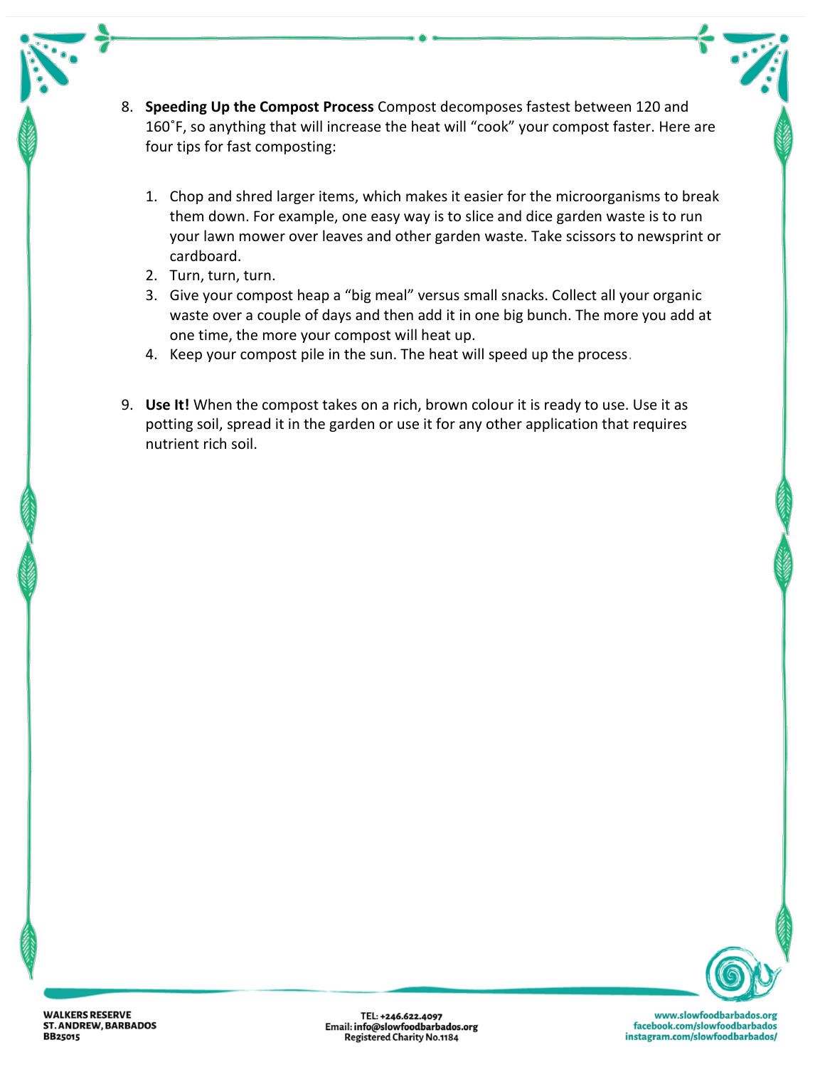8. **Speeding Up the Compost Process** Compost decomposes fastest between 120 and 160˚F, so anything that will increase the heat will "cook" your compost faster. Here are four tips for fast composting:

    1. Chop and shred larger items, which makes it easier for the microorganisms to break them down. For example, one easy way is to slice and dice garden waste is to run your lawn mower over leaves and other garden waste. Take scissors to newsprint or cardboard.
    2. Turn, turn, turn.
    3. Give your compost heap a "big meal" versus small snacks. Collect all your organic waste over a couple of days and then add it in one big bunch. The more you add at one time, the more your compost will heat up.
    4. Keep your compost pile in the sun. The heat will speed up the process.

9. **Use It!** When the compost takes on a rich, brown colour it is ready to use. Use it as potting soil, spread it in the garden or use it for any other application that requires nutrient rich soil.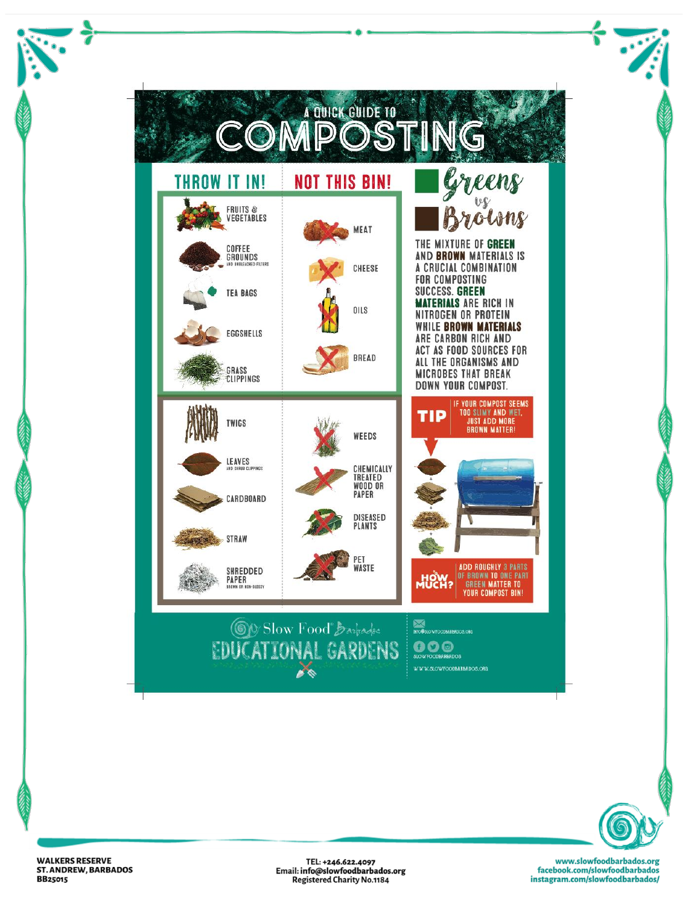A QUICK GUIDE TO

# COMPOSTING

## THROW IT IN!

- FRUITS & VEGETABLES
- COFFEE GROUNDS AND UNBLEACHED FILTERS
- TEA BAGS
- EGGSHELLS
- GRASS CLIPPINGS
- TWIGS
- LEAVES AND SHRUB CLIPPINGS
- CARDBOARD
- STRAW
- SHREDDED PAPER BROWN OR NON-GLOSSY

## NOT THIS BIN!

- MEAT
- CHEESE
- OILS
- BREAD
- WEEDS
- CHEMICALLY TREATED WOOD OR PAPER
- DISEASED PLANTS
- PET WASTE

## Greens vs Browns

THE MIXTURE OF **GREEN** AND **BROWN** MATERIALS IS A CRUCIAL COMBINATION FOR COMPOSTING SUCCESS. **GREEN MATERIALS** ARE RICH IN NITROGEN OR PROTEIN WHILE **BROWN MATERIALS** ARE CARBON RICH AND ACT AS FOOD SOURCES FOR ALL THE ORGANISMS AND MICROBES THAT BREAK DOWN YOUR COMPOST.

**TIP** IF YOUR COMPOST SEEMS TOO SLIMY AND WET, JUST ADD MORE BROWN MATTER!

**HOW MUCH?** ADD ROUGHLY 3 PARTS OF BROWN TO ONE PART GREEN MATTER TO YOUR COMPOST BIN!

Slow Food® Barbados
EDUCATIONAL GARDENS

INFO@SLOWFOODBARBADOS.ORG
SLOWFOODBARBADOS
WWW.SLOWFOODBARBADOS.ORG

WALKERS RESERVE
ST. ANDREW, BARBADOS
BB25015

TEL: +246.622.4097
Email: info@slowfoodbarbados.org
Registered Charity No.1184

www.slowfoodbarbados.org
facebook.com/slowfoodbarbados
instagram.com/slowfoodbarbados/